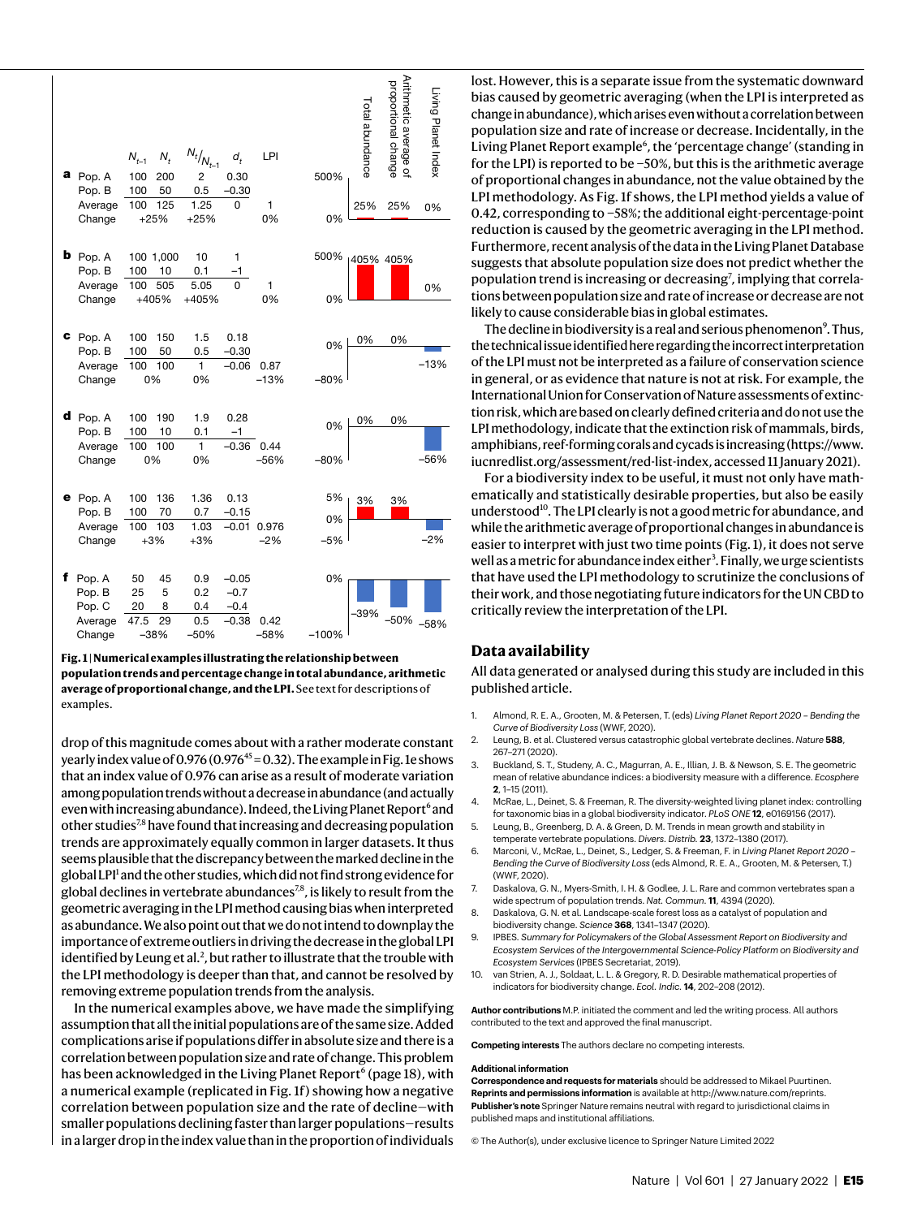| | $N_{t-1}$ | $N_t$ | $N_t/N_{t-1}$ | $d_t$ | LPI |
|---|---|---|---|---|---|
| **a** Pop. A | 100 | 200 | 2 | 0.30 | |
| Pop. B | 100 | 50 | 0.5 | −0.30 | |
| Average | 100 | 125 | 1.25 | 0 | 1 |
| Change | +25% | | +25% | | 0% |
| **b** Pop. A | 100 | 1,000 | 10 | 1 | |
| Pop. B | 100 | 10 | 0.1 | −1 | |
| Average | 100 | 505 | 5.05 | 0 | 1 |
| Change | +405% | | +405% | | 0% |
| **c** Pop. A | 100 | 150 | 1.5 | 0.18 | |
| Pop. B | 100 | 50 | 0.5 | −0.30 | |
| Average | 100 | 100 | 1 | −0.06 | 0.87 |
| Change | 0% | | 0% | | −13% |
| **d** Pop. A | 100 | 190 | 1.9 | 0.28 | |
| Pop. B | 100 | 10 | 0.1 | −1 | |
| Average | 100 | 100 | 1 | −0.36 | 0.44 |
| Change | 0% | | 0% | | −56% |
| **e** Pop. A | 100 | 136 | 1.36 | 0.13 | |
| Pop. B | 100 | 70 | 0.7 | −0.15 | |
| Average | 100 | 103 | 1.03 | −0.01 | 0.976 |
| Change | +3% | | +3% | | −2% |
| **f** Pop. A | 50 | 45 | 0.9 | −0.05 | |
| Pop. B | 25 | 5 | 0.2 | −0.7 | |
| Pop. C | 20 | 8 | 0.4 | −0.4 | |
| Average | 47.5 | 29 | 0.5 | −0.38 | 0.42 |
| Change | −38% | | −50% | | −58% |

Total abundance
Arithmetic average of proportional change
Living Planet Index

a: 500% 0% — 25% 25% 0%
b: 500% 0% — 405% 405% 0%
c: 0% −80% — 0% 0% −13%
d: 0% −80% — 0% 0% −56%
e: 5% 0% −5% — 3% 3% −2%
f: 0% −100% — −39% −50% −58%

**Fig. 1 | Numerical examples illustrating the relationship between population trends and percentage change in total abundance, arithmetic average of proportional change, and the LPI.** See text for descriptions of examples.

drop of this magnitude comes about with a rather moderate constant yearly index value of 0.976 ($0.976^{45} = 0.32$). The example in Fig. 1e shows that an index value of 0.976 can arise as a result of moderate variation among population trends without a decrease in abundance (and actually even with increasing abundance). Indeed, the Living Planet Report[6] and other studies[7,8] have found that increasing and decreasing population trends are approximately equally common in larger datasets. It thus seems plausible that the discrepancy between the marked decline in the global LPI[1] and the other studies, which did not find strong evidence for global declines in vertebrate abundances[7,8], is likely to result from the geometric averaging in the LPI method causing bias when interpreted as abundance. We also point out that we do not intend to downplay the importance of extreme outliers in driving the decrease in the global LPI identified by Leung et al.[2], but rather to illustrate that the trouble with the LPI methodology is deeper than that, and cannot be resolved by removing extreme population trends from the analysis.

In the numerical examples above, we have made the simplifying assumption that all the initial populations are of the same size. Added complications arise if populations differ in absolute size and there is a correlation between population size and rate of change. This problem has been acknowledged in the Living Planet Report[6] (page 18), with a numerical example (replicated in Fig. 1f) showing how a negative correlation between population size and the rate of decline—with smaller populations declining faster than larger populations—results in a larger drop in the index value than in the proportion of individuals lost. However, this is a separate issue from the systematic downward bias caused by geometric averaging (when the LPI is interpreted as change in abundance), which arises even without a correlation between population size and rate of increase or decrease. Incidentally, in the Living Planet Report example[6], the 'percentage change' (standing in for the LPI) is reported to be −50%, but this is the arithmetic average of proportional changes in abundance, not the value obtained by the LPI methodology. As Fig. 1f shows, the LPI method yields a value of 0.42, corresponding to −58%; the additional eight-percentage-point reduction is caused by the geometric averaging in the LPI method. Furthermore, recent analysis of the data in the Living Planet Database suggests that absolute population size does not predict whether the population trend is increasing or decreasing[7], implying that correlations between population size and rate of increase or decrease are not likely to cause considerable bias in global estimates.

The decline in biodiversity is a real and serious phenomenon[9]. Thus, the technical issue identified here regarding the incorrect interpretation of the LPI must not be interpreted as a failure of conservation science in general, or as evidence that nature is not at risk. For example, the International Union for Conservation of Nature assessments of extinction risk, which are based on clearly defined criteria and do not use the LPI methodology, indicate that the extinction risk of mammals, birds, amphibians, reef-forming corals and cycads is increasing (https://www.iucnredlist.org/assessment/red-list-index, accessed 11 January 2021).

For a biodiversity index to be useful, it must not only have mathematically and statistically desirable properties, but also be easily understood[10]. The LPI clearly is not a good metric for abundance, and while the arithmetic average of proportional changes in abundance is easier to interpret with just two time points (Fig. 1), it does not serve well as a metric for abundance index either[3]. Finally, we urge scientists that have used the LPI methodology to scrutinize the conclusions of their work, and those negotiating future indicators for the UN CBD to critically review the interpretation of the LPI.

## Data availability

All data generated or analysed during this study are included in this published article.

1. Almond, R. E. A., Grooten, M. & Petersen, T. (eds) *Living Planet Report 2020 – Bending the Curve of Biodiversity Loss* (WWF, 2020).
2. Leung, B. et al. Clustered versus catastrophic global vertebrate declines. *Nature* **588**, 267–271 (2020).
3. Buckland, S. T., Studeny, A. C., Magurran, A. E., Illian, J. B. & Newson, S. E. The geometric mean of relative abundance indices: a biodiversity measure with a difference. *Ecosphere* **2**, 1–15 (2011).
4. McRae, L., Deinet, S. & Freeman, R. The diversity-weighted living planet index: controlling for taxonomic bias in a global biodiversity indicator. *PLoS ONE* **12**, e0169156 (2017).
5. Leung, B., Greenberg, D. A. & Green, D. M. Trends in mean growth and stability in temperate vertebrate populations. *Divers. Distrib.* **23**, 1372–1380 (2017).
6. Marconi, V., McRae, L., Deinet, S., Ledger, S. & Freeman, F. in *Living Planet Report 2020 – Bending the Curve of Biodiversity Loss* (eds Almond, R. E. A., Grooten, M. & Petersen, T.) (WWF, 2020).
7. Daskalova, G. N., Myers-Smith, I. H. & Godlee, J. L. Rare and common vertebrates span a wide spectrum of population trends. *Nat. Commun.* **11**, 4394 (2020).
8. Daskalova, G. N. et al. Landscape-scale forest loss as a catalyst of population and biodiversity change. *Science* **368**, 1341–1347 (2020).
9. IPBES. *Summary for Policymakers of the Global Assessment Report on Biodiversity and Ecosystem Services of the Intergovernmental Science-Policy Platform on Biodiversity and Ecosystem Services* (IPBES Secretariat, 2019).
10. van Strien, A. J., Soldaat, L. L. & Gregory, R. D. Desirable mathematical properties of indicators for biodiversity change. *Ecol. Indic.* **14**, 202–208 (2012).

**Author contributions** M.P. initiated the comment and led the writing process. All authors contributed to the text and approved the final manuscript.

**Competing interests** The authors declare no competing interests.

**Additional information**

**Correspondence and requests for materials** should be addressed to Mikael Puurtinen.

**Reprints and permissions information** is available at http://www.nature.com/reprints.

**Publisher's note** Springer Nature remains neutral with regard to jurisdictional claims in published maps and institutional affiliations.

© The Author(s), under exclusive licence to Springer Nature Limited 2022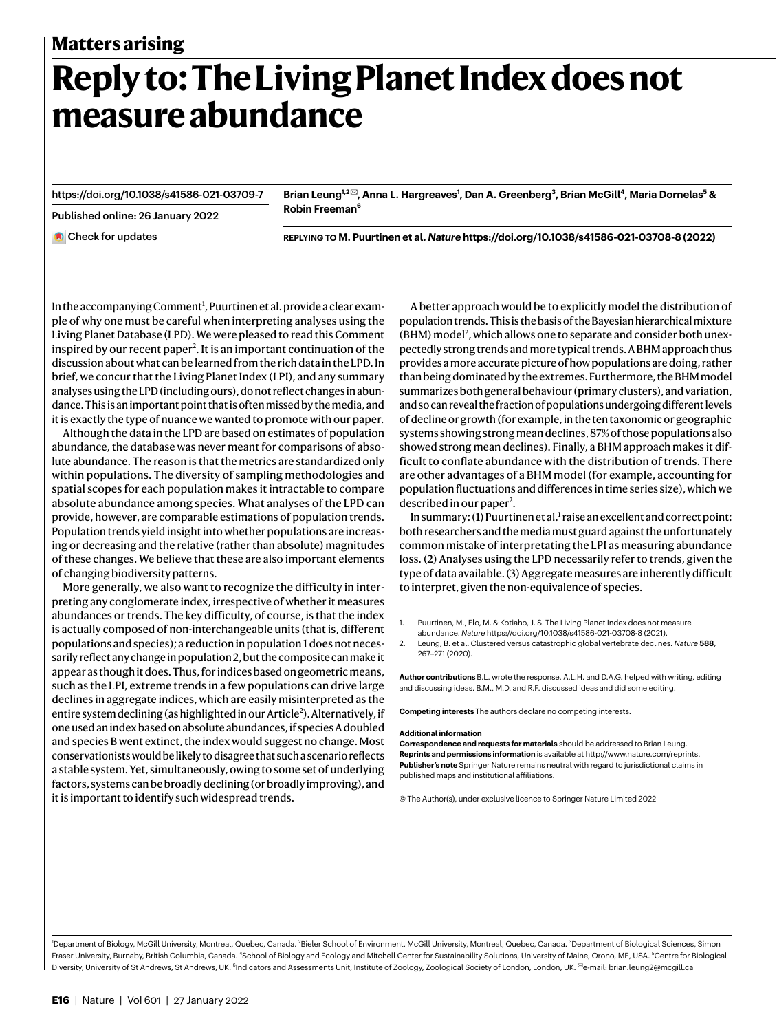**Matters arising**

# Reply to: The Living Planet Index does not measure abundance

https://doi.org/10.1038/s41586-021-03709-7

Published online: 26 January 2022

Check for updates

Brian Leung[1,2] ✉, Anna L. Hargreaves[1], Dan A. Greenberg[3], Brian McGill[4], Maria Dornelas[5] & Robin Freeman[6]

REPLYING TO **M. Puurtinen et al.** ***Nature*** **https://doi.org/10.1038/s41586-021-03708-8 (2022)**

In the accompanying Comment[1], Puurtinen et al. provide a clear example of why one must be careful when interpreting analyses using the Living Planet Database (LPD). We were pleased to read this Comment inspired by our recent paper[2]. It is an important continuation of the discussion about what can be learned from the rich data in the LPD. In brief, we concur that the Living Planet Index (LPI), and any summary analyses using the LPD (including ours), do not reflect changes in abundance. This is an important point that is often missed by the media, and it is exactly the type of nuance we wanted to promote with our paper.

Although the data in the LPD are based on estimates of population abundance, the database was never meant for comparisons of absolute abundance. The reason is that the metrics are standardized only within populations. The diversity of sampling methodologies and spatial scopes for each population makes it intractable to compare absolute abundance among species. What analyses of the LPD can provide, however, are comparable estimations of population trends. Population trends yield insight into whether populations are increasing or decreasing and the relative (rather than absolute) magnitudes of these changes. We believe that these are also important elements of changing biodiversity patterns.

More generally, we also want to recognize the difficulty in interpreting any conglomerate index, irrespective of whether it measures abundances or trends. The key difficulty, of course, is that the index is actually composed of non-interchangeable units (that is, different populations and species); a reduction in population 1 does not necessarily reflect any change in population 2, but the composite can make it appear as though it does. Thus, for indices based on geometric means, such as the LPI, extreme trends in a few populations can drive large declines in aggregate indices, which are easily misinterpreted as the entire system declining (as highlighted in our Article[2]). Alternatively, if one used an index based on absolute abundances, if species A doubled and species B went extinct, the index would suggest no change. Most conservationists would be likely to disagree that such a scenario reflects a stable system. Yet, simultaneously, owing to some set of underlying factors, systems can be broadly declining (or broadly improving), and it is important to identify such widespread trends.

A better approach would be to explicitly model the distribution of population trends. This is the basis of the Bayesian hierarchical mixture (BHM) model[2], which allows one to separate and consider both unexpectedly strong trends and more typical trends. A BHM approach thus provides a more accurate picture of how populations are doing, rather than being dominated by the extremes. Furthermore, the BHM model summarizes both general behaviour (primary clusters), and variation, and so can reveal the fraction of populations undergoing different levels of decline or growth (for example, in the ten taxonomic or geographic systems showing strong mean declines, 87% of those populations also showed strong mean declines). Finally, a BHM approach makes it difficult to conflate abundance with the distribution of trends. There are other advantages of a BHM model (for example, accounting for population fluctuations and differences in time series size), which we described in our paper[2].

In summary: (1) Puurtinen et al.[1] raise an excellent and correct point: both researchers and the media must guard against the unfortunately common mistake of interpreting the LPI as measuring abundance loss. (2) Analyses using the LPD necessarily refer to trends, given the type of data available. (3) Aggregate measures are inherently difficult to interpret, given the non-equivalence of species.

1. Puurtinen, M., Elo, M. & Kotiaho, J. S. The Living Planet Index does not measure abundance. *Nature* https://doi.org/10.1038/s41586-021-03708-8 (2021).
2. Leung, B. et al. Clustered versus catastrophic global vertebrate declines. *Nature* **588**, 267–271 (2020).

**Author contributions** B.L. wrote the response. A.L.H. and D.A.G. helped with writing, editing and discussing ideas. B.M., M.D. and R.F. discussed ideas and did some editing.

**Competing interests** The authors declare no competing interests.

**Additional information**

**Correspondence and requests for materials** should be addressed to Brian Leung.

**Reprints and permissions information** is available at http://www.nature.com/reprints.

**Publisher's note** Springer Nature remains neutral with regard to jurisdictional claims in published maps and institutional affiliations.

© The Author(s), under exclusive licence to Springer Nature Limited 2022

[1]Department of Biology, McGill University, Montreal, Quebec, Canada. [2]Bieler School of Environment, McGill University, Montreal, Quebec, Canada. [3]Department of Biological Sciences, Simon Fraser University, Burnaby, British Columbia, Canada. [4]School of Biology and Ecology and Mitchell Center for Sustainability Solutions, University of Maine, Orono, ME, USA. [5]Centre for Biological Diversity, University of St Andrews, St Andrews, UK. [6]Indicators and Assessments Unit, Institute of Zoology, Zoological Society of London, London, UK. ✉e-mail: brian.leung2@mcgill.ca